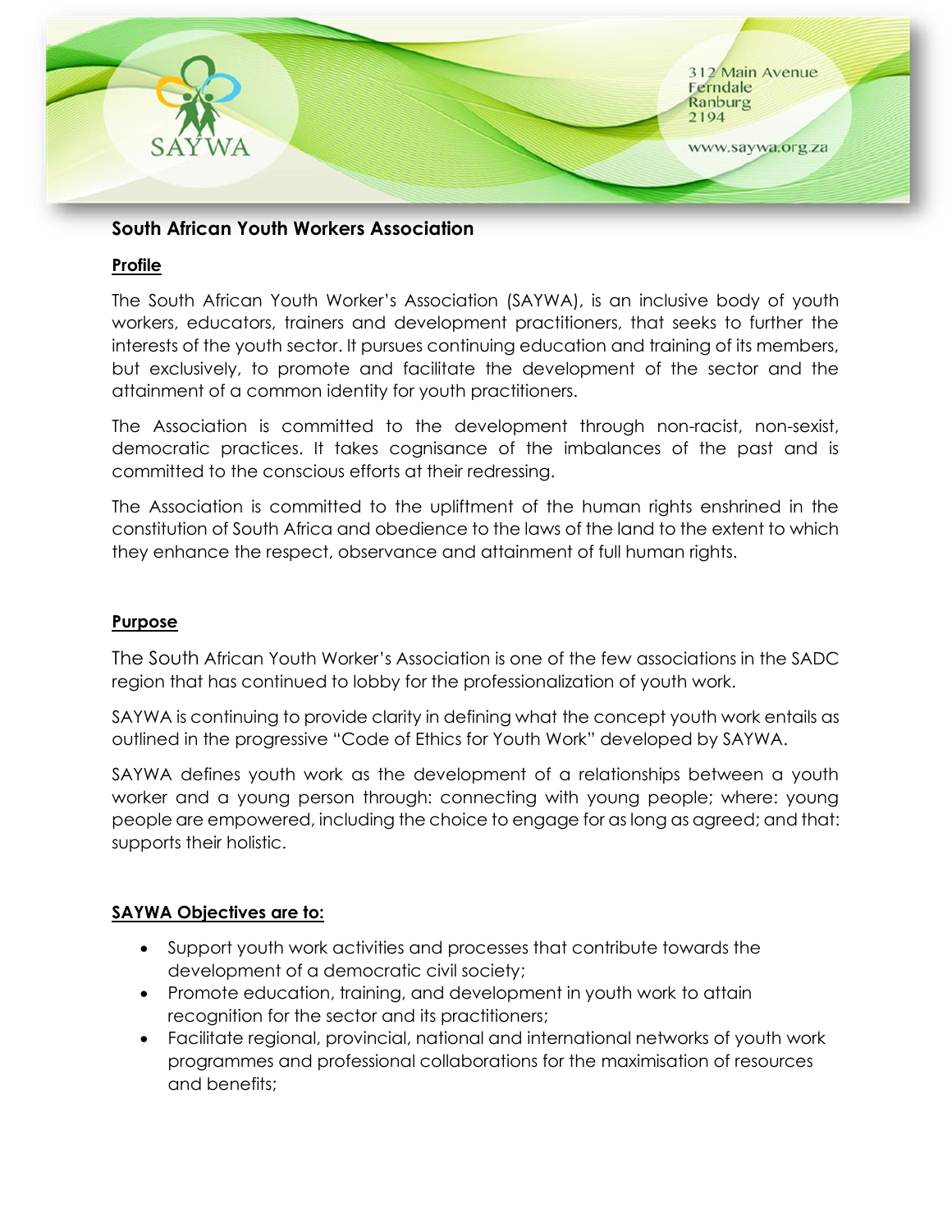312 Main Avenue
Ferndale
Ranburg
2194

www.saywa.org.za

## South African Youth Workers Association

### Profile

The South African Youth Worker's Association (SAYWA), is an inclusive body of youth workers, educators, trainers and development practitioners, that seeks to further the interests of the youth sector. It pursues continuing education and training of its members, but exclusively, to promote and facilitate the development of the sector and the attainment of a common identity for youth practitioners.

The Association is committed to the development through non-racist, non-sexist, democratic practices. It takes cognisance of the imbalances of the past and is committed to the conscious efforts at their redressing.

The Association is committed to the upliftment of the human rights enshrined in the constitution of South Africa and obedience to the laws of the land to the extent to which they enhance the respect, observance and attainment of full human rights.

### Purpose

The South African Youth Worker's Association is one of the few associations in the SADC region that has continued to lobby for the professionalization of youth work.

SAYWA is continuing to provide clarity in defining what the concept youth work entails as outlined in the progressive "Code of Ethics for Youth Work" developed by SAYWA.

SAYWA defines youth work as the development of a relationships between a youth worker and a young person through: connecting with young people; where: young people are empowered, including the choice to engage for as long as agreed; and that: supports their holistic.

### SAYWA Objectives are to:

- Support youth work activities and processes that contribute towards the development of a democratic civil society;
- Promote education, training, and development in youth work to attain recognition for the sector and its practitioners;
- Facilitate regional, provincial, national and international networks of youth work programmes and professional collaborations for the maximisation of resources and benefits;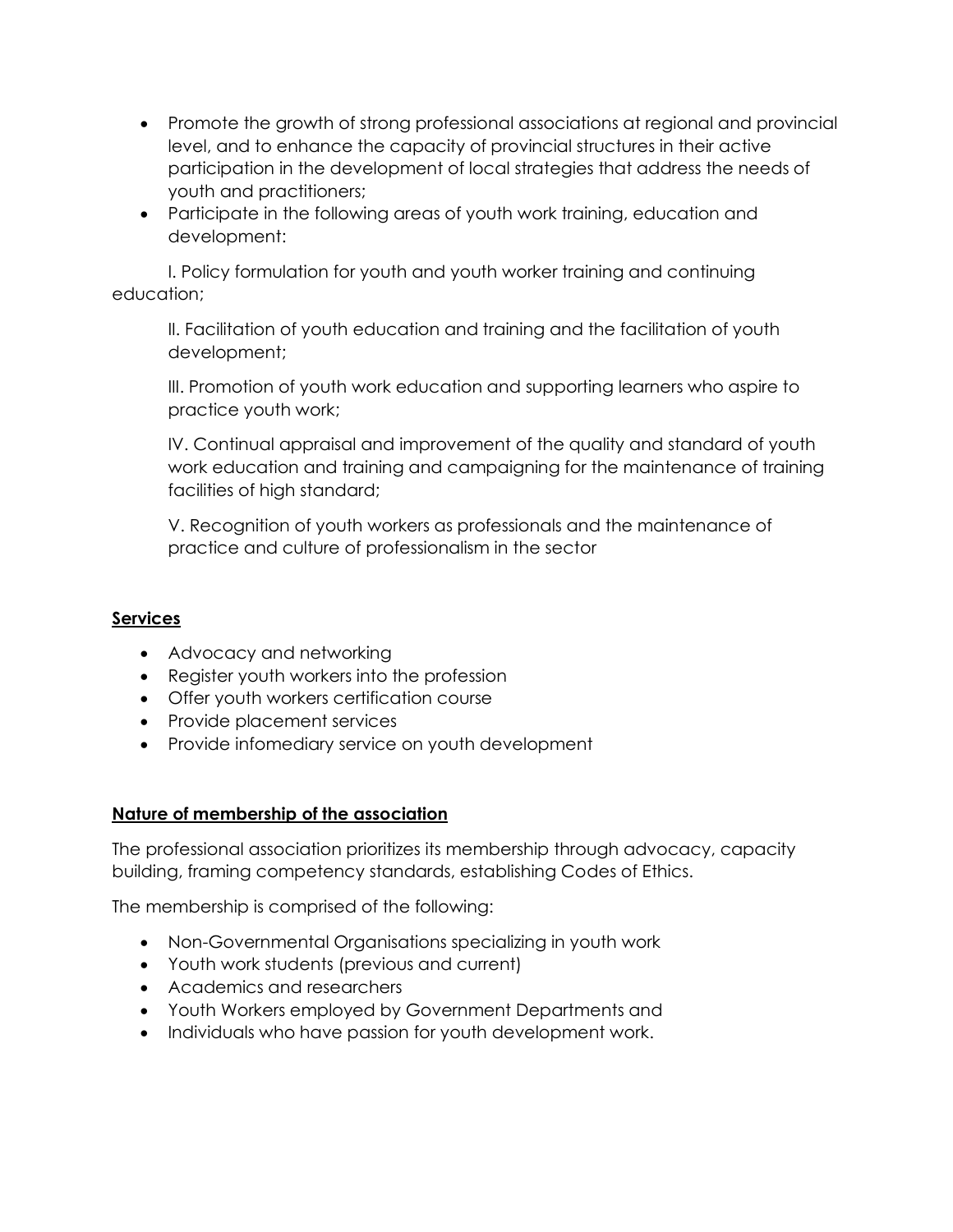- Promote the growth of strong professional associations at regional and provincial level, and to enhance the capacity of provincial structures in their active participation in the development of local strategies that address the needs of youth and practitioners;
- Participate in the following areas of youth work training, education and development:

  I. Policy formulation for youth and youth worker training and continuing education;

  II. Facilitation of youth education and training and the facilitation of youth development;

  III. Promotion of youth work education and supporting learners who aspire to practice youth work;

  IV. Continual appraisal and improvement of the quality and standard of youth work education and training and campaigning for the maintenance of training facilities of high standard;

  V. Recognition of youth workers as professionals and the maintenance of practice and culture of professionalism in the sector

## Services

- Advocacy and networking
- Register youth workers into the profession
- Offer youth workers certification course
- Provide placement services
- Provide infomediary service on youth development

## Nature of membership of the association

The professional association prioritizes its membership through advocacy, capacity building, framing competency standards, establishing Codes of Ethics.

The membership is comprised of the following:

- Non-Governmental Organisations specializing in youth work
- Youth work students (previous and current)
- Academics and researchers
- Youth Workers employed by Government Departments and
- Individuals who have passion for youth development work.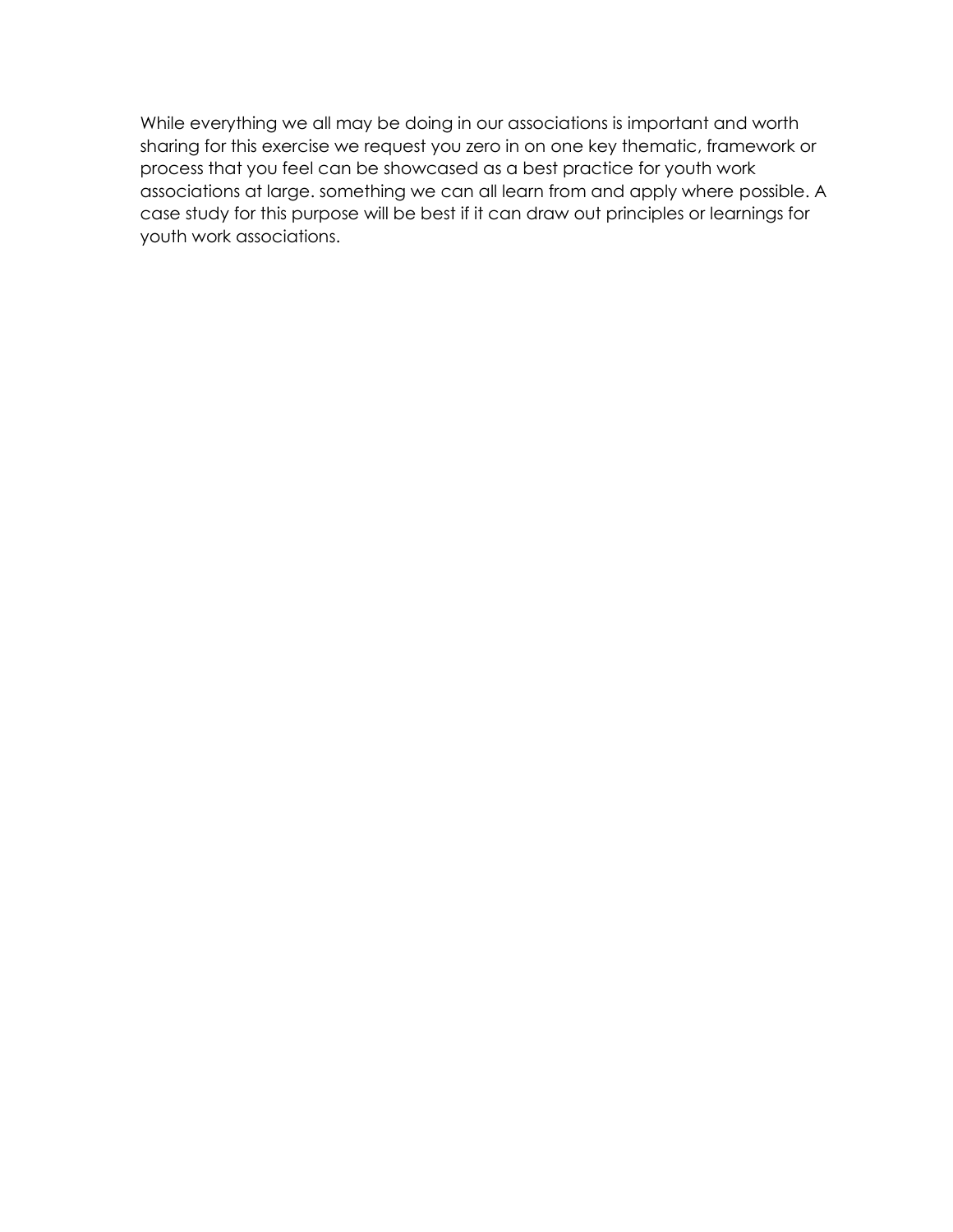While everything we all may be doing in our associations is important and worth sharing for this exercise we request you zero in on one key thematic, framework or process that you feel can be showcased as a best practice for youth work associations at large. something we can all learn from and apply where possible. A case study for this purpose will be best if it can draw out principles or learnings for youth work associations.